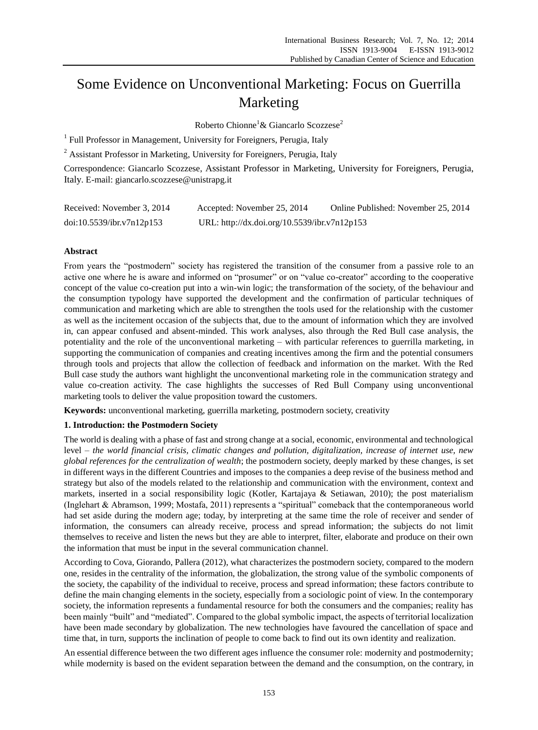# Some Evidence on Unconventional Marketing: Focus on Guerrilla Marketing

Roberto Chionne[1] & Giancarlo Scozzese[2]

[1] Full Professor in Management, University for Foreigners, Perugia, Italy

[2] Assistant Professor in Marketing, University for Foreigners, Perugia, Italy

Correspondence: Giancarlo Scozzese, Assistant Professor in Marketing, University for Foreigners, Perugia, Italy. E-mail: giancarlo.scozzese@unistrapg.it

Received: November 3, 2014 Accepted: November 25, 2014 Online Published: November 25, 2014

doi:10.5539/ibr.v7n12p153 URL: http://dx.doi.org/10.5539/ibr.v7n12p153

## Abstract

From years the "postmodern" society has registered the transition of the consumer from a passive role to an active one where he is aware and informed on "prosumer" or on "value co-creator" according to the cooperative concept of the value co-creation put into a win-win logic; the transformation of the society, of the behaviour and the consumption typology have supported the development and the confirmation of particular techniques of communication and marketing which are able to strengthen the tools used for the relationship with the customer as well as the incitement occasion of the subjects that, due to the amount of information which they are involved in, can appear confused and absent-minded. This work analyses, also through the Red Bull case analysis, the potentiality and the role of the unconventional marketing – with particular references to guerrilla marketing, in supporting the communication of companies and creating incentives among the firm and the potential consumers through tools and projects that allow the collection of feedback and information on the market. With the Red Bull case study the authors want highlight the unconventional marketing role in the communication strategy and value co-creation activity. The case highlights the successes of Red Bull Company using unconventional marketing tools to deliver the value proposition toward the customers.

**Keywords:** unconventional marketing, guerrilla marketing, postmodern society, creativity

## 1. Introduction: the Postmodern Society

The world is dealing with a phase of fast and strong change at a social, economic, environmental and technological level – *the world financial crisis, climatic changes and pollution, digitalization, increase of internet use, new global references for the centralization of wealth*; the postmodern society, deeply marked by these changes, is set in different ways in the different Countries and imposes to the companies a deep revise of the business method and strategy but also of the models related to the relationship and communication with the environment, context and markets, inserted in a social responsibility logic (Kotler, Kartajaya & Setiawan, 2010); the post materialism (Inglehart & Abramson, 1999; Mostafa, 2011) represents a "spiritual" comeback that the contemporaneous world had set aside during the modern age; today, by interpreting at the same time the role of receiver and sender of information, the consumers can already receive, process and spread information; the subjects do not limit themselves to receive and listen the news but they are able to interpret, filter, elaborate and produce on their own the information that must be input in the several communication channel.

According to Cova, Giorando, Pallera (2012), what characterizes the postmodern society, compared to the modern one, resides in the centrality of the information, the globalization, the strong value of the symbolic components of the society, the capability of the individual to receive, process and spread information; these factors contribute to define the main changing elements in the society, especially from a sociologic point of view. In the contemporary society, the information represents a fundamental resource for both the consumers and the companies; reality has been mainly "built" and "mediated". Compared to the global symbolic impact, the aspects of territorial localization have been made secondary by globalization. The new technologies have favoured the cancellation of space and time that, in turn, supports the inclination of people to come back to find out its own identity and realization.

An essential difference between the two different ages influence the consumer role: modernity and postmodernity; while modernity is based on the evident separation between the demand and the consumption, on the contrary, in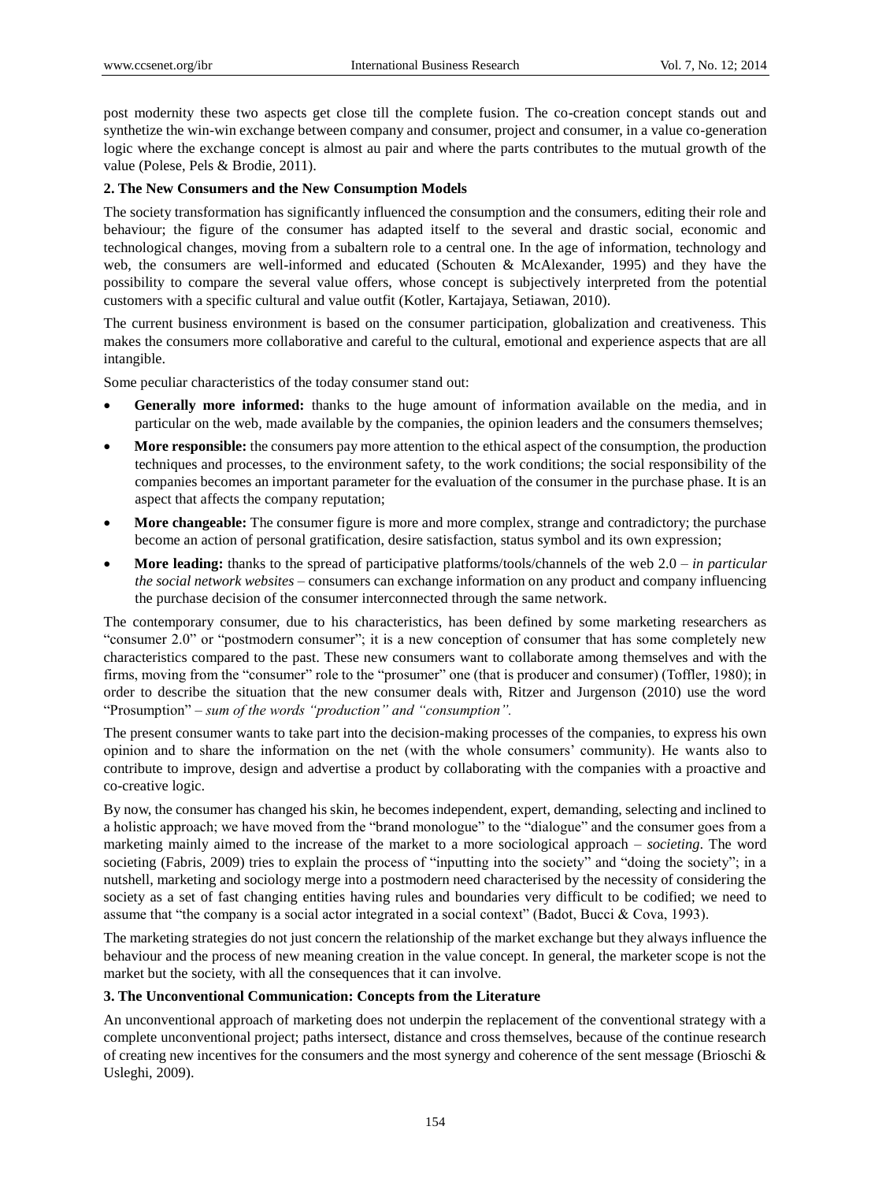post modernity these two aspects get close till the complete fusion. The co-creation concept stands out and synthetize the win-win exchange between company and consumer, project and consumer, in a value co-generation logic where the exchange concept is almost au pair and where the parts contributes to the mutual growth of the value (Polese, Pels & Brodie, 2011).

## 2. The New Consumers and the New Consumption Models

The society transformation has significantly influenced the consumption and the consumers, editing their role and behaviour; the figure of the consumer has adapted itself to the several and drastic social, economic and technological changes, moving from a subaltern role to a central one. In the age of information, technology and web, the consumers are well-informed and educated (Schouten & McAlexander, 1995) and they have the possibility to compare the several value offers, whose concept is subjectively interpreted from the potential customers with a specific cultural and value outfit (Kotler, Kartajaya, Setiawan, 2010).

The current business environment is based on the consumer participation, globalization and creativeness. This makes the consumers more collaborative and careful to the cultural, emotional and experience aspects that are all intangible.

Some peculiar characteristics of the today consumer stand out:

- **Generally more informed:** thanks to the huge amount of information available on the media, and in particular on the web, made available by the companies, the opinion leaders and the consumers themselves;
- **More responsible:** the consumers pay more attention to the ethical aspect of the consumption, the production techniques and processes, to the environment safety, to the work conditions; the social responsibility of the companies becomes an important parameter for the evaluation of the consumer in the purchase phase. It is an aspect that affects the company reputation;
- **More changeable:** The consumer figure is more and more complex, strange and contradictory; the purchase become an action of personal gratification, desire satisfaction, status symbol and its own expression;
- **More leading:** thanks to the spread of participative platforms/tools/channels of the web 2.0 – *in particular the social network websites* – consumers can exchange information on any product and company influencing the purchase decision of the consumer interconnected through the same network.

The contemporary consumer, due to his characteristics, has been defined by some marketing researchers as "consumer 2.0" or "postmodern consumer"; it is a new conception of consumer that has some completely new characteristics compared to the past. These new consumers want to collaborate among themselves and with the firms, moving from the "consumer" role to the "prosumer" one (that is producer and consumer) (Toffler, 1980); in order to describe the situation that the new consumer deals with, Ritzer and Jurgenson (2010) use the word "Prosumption" – *sum of the words "production" and "consumption".*

The present consumer wants to take part into the decision-making processes of the companies, to express his own opinion and to share the information on the net (with the whole consumers' community). He wants also to contribute to improve, design and advertise a product by collaborating with the companies with a proactive and co-creative logic.

By now, the consumer has changed his skin, he becomes independent, expert, demanding, selecting and inclined to a holistic approach; we have moved from the "brand monologue" to the "dialogue" and the consumer goes from a marketing mainly aimed to the increase of the market to a more sociological approach – *societing*. The word societing (Fabris, 2009) tries to explain the process of "inputting into the society" and "doing the society"; in a nutshell, marketing and sociology merge into a postmodern need characterised by the necessity of considering the society as a set of fast changing entities having rules and boundaries very difficult to be codified; we need to assume that "the company is a social actor integrated in a social context" (Badot, Bucci & Cova, 1993).

The marketing strategies do not just concern the relationship of the market exchange but they always influence the behaviour and the process of new meaning creation in the value concept. In general, the marketer scope is not the market but the society, with all the consequences that it can involve.

## 3. The Unconventional Communication: Concepts from the Literature

An unconventional approach of marketing does not underpin the replacement of the conventional strategy with a complete unconventional project; paths intersect, distance and cross themselves, because of the continue research of creating new incentives for the consumers and the most synergy and coherence of the sent message (Brioschi & Usleghi, 2009).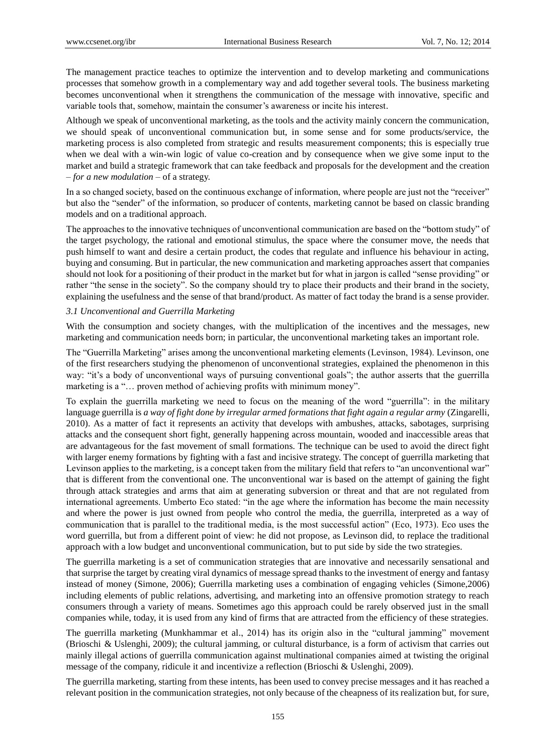The management practice teaches to optimize the intervention and to develop marketing and communications processes that somehow growth in a complementary way and add together several tools. The business marketing becomes unconventional when it strengthens the communication of the message with innovative, specific and variable tools that, somehow, maintain the consumer's awareness or incite his interest.

Although we speak of unconventional marketing, as the tools and the activity mainly concern the communication, we should speak of unconventional communication but, in some sense and for some products/service, the marketing process is also completed from strategic and results measurement components; this is especially true when we deal with a win-win logic of value co-creation and by consequence when we give some input to the market and build a strategic framework that can take feedback and proposals for the development and the creation – *for a new modulation* – of a strategy.

In a so changed society, based on the continuous exchange of information, where people are just not the "receiver" but also the "sender" of the information, so producer of contents, marketing cannot be based on classic branding models and on a traditional approach.

The approaches to the innovative techniques of unconventional communication are based on the "bottom study" of the target psychology, the rational and emotional stimulus, the space where the consumer move, the needs that push himself to want and desire a certain product, the codes that regulate and influence his behaviour in acting, buying and consuming. But in particular, the new communication and marketing approaches assert that companies should not look for a positioning of their product in the market but for what in jargon is called "sense providing" or rather "the sense in the society". So the company should try to place their products and their brand in the society, explaining the usefulness and the sense of that brand/product. As matter of fact today the brand is a sense provider.

### 3.1 Unconventional and Guerrilla Marketing

With the consumption and society changes, with the multiplication of the incentives and the messages, new marketing and communication needs born; in particular, the unconventional marketing takes an important role.

The "Guerrilla Marketing" arises among the unconventional marketing elements (Levinson, 1984). Levinson, one of the first researchers studying the phenomenon of unconventional strategies, explained the phenomenon in this way: "it's a body of unconventional ways of pursuing conventional goals"; the author asserts that the guerrilla marketing is a "… proven method of achieving profits with minimum money".

To explain the guerrilla marketing we need to focus on the meaning of the word "guerrilla": in the military language guerrilla is *a way of fight done by irregular armed formations that fight again a regular army* (Zingarelli, 2010). As a matter of fact it represents an activity that develops with ambushes, attacks, sabotages, surprising attacks and the consequent short fight, generally happening across mountain, wooded and inaccessible areas that are advantageous for the fast movement of small formations. The technique can be used to avoid the direct fight with larger enemy formations by fighting with a fast and incisive strategy. The concept of guerrilla marketing that Levinson applies to the marketing, is a concept taken from the military field that refers to "an unconventional war" that is different from the conventional one. The unconventional war is based on the attempt of gaining the fight through attack strategies and arms that aim at generating subversion or threat and that are not regulated from international agreements. Umberto Eco stated: "in the age where the information has become the main necessity and where the power is just owned from people who control the media, the guerrilla, interpreted as a way of communication that is parallel to the traditional media, is the most successful action" (Eco, 1973). Eco uses the word guerrilla, but from a different point of view: he did not propose, as Levinson did, to replace the traditional approach with a low budget and unconventional communication, but to put side by side the two strategies.

The guerrilla marketing is a set of communication strategies that are innovative and necessarily sensational and that surprise the target by creating viral dynamics of message spread thanks to the investment of energy and fantasy instead of money (Simone, 2006); Guerrilla marketing uses a combination of engaging vehicles (Simone,2006) including elements of public relations, advertising, and marketing into an offensive promotion strategy to reach consumers through a variety of means. Sometimes ago this approach could be rarely observed just in the small companies while, today, it is used from any kind of firms that are attracted from the efficiency of these strategies.

The guerrilla marketing (Munkhammar et al., 2014) has its origin also in the "cultural jamming" movement (Brioschi & Uslenghi, 2009); the cultural jamming, or cultural disturbance, is a form of activism that carries out mainly illegal actions of guerrilla communication against multinational companies aimed at twisting the original message of the company, ridicule it and incentivize a reflection (Brioschi & Uslenghi, 2009).

The guerrilla marketing, starting from these intents, has been used to convey precise messages and it has reached a relevant position in the communication strategies, not only because of the cheapness of its realization but, for sure,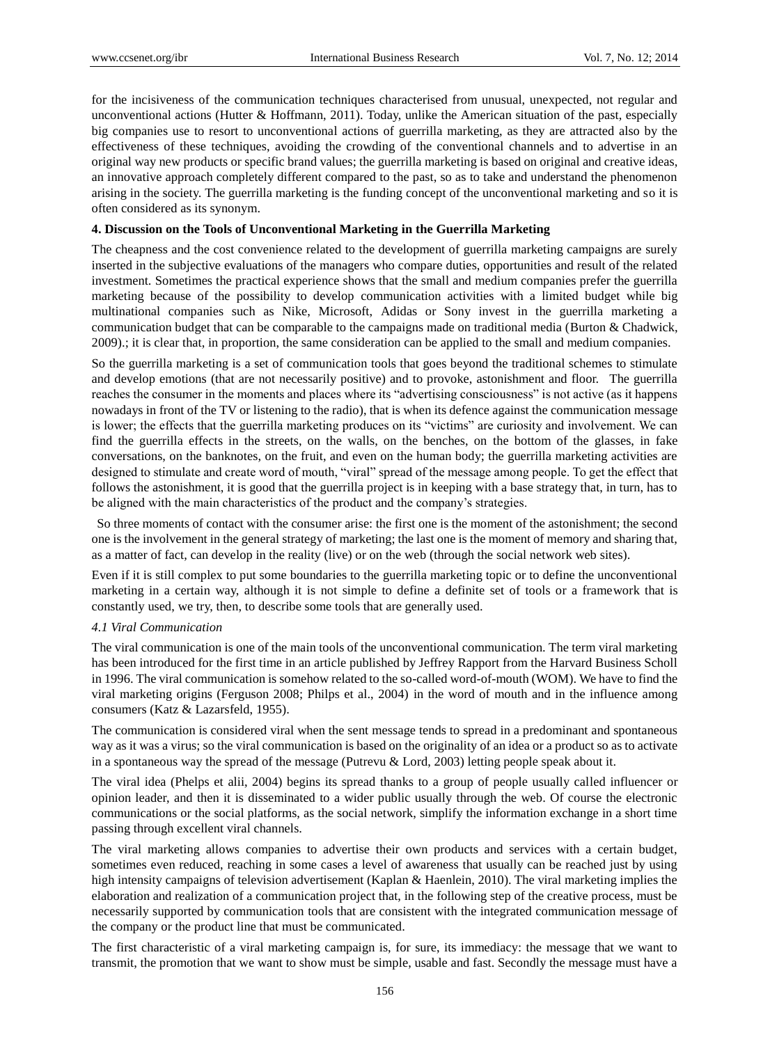for the incisiveness of the communication techniques characterised from unusual, unexpected, not regular and unconventional actions (Hutter & Hoffmann, 2011). Today, unlike the American situation of the past, especially big companies use to resort to unconventional actions of guerrilla marketing, as they are attracted also by the effectiveness of these techniques, avoiding the crowding of the conventional channels and to advertise in an original way new products or specific brand values; the guerrilla marketing is based on original and creative ideas, an innovative approach completely different compared to the past, so as to take and understand the phenomenon arising in the society. The guerrilla marketing is the funding concept of the unconventional marketing and so it is often considered as its synonym.

**4. Discussion on the Tools of Unconventional Marketing in the Guerrilla Marketing**

The cheapness and the cost convenience related to the development of guerrilla marketing campaigns are surely inserted in the subjective evaluations of the managers who compare duties, opportunities and result of the related investment. Sometimes the practical experience shows that the small and medium companies prefer the guerrilla marketing because of the possibility to develop communication activities with a limited budget while big multinational companies such as Nike, Microsoft, Adidas or Sony invest in the guerrilla marketing a communication budget that can be comparable to the campaigns made on traditional media (Burton & Chadwick, 2009).; it is clear that, in proportion, the same consideration can be applied to the small and medium companies.

So the guerrilla marketing is a set of communication tools that goes beyond the traditional schemes to stimulate and develop emotions (that are not necessarily positive) and to provoke, astonishment and floor. The guerrilla reaches the consumer in the moments and places where its "advertising consciousness" is not active (as it happens nowadays in front of the TV or listening to the radio), that is when its defence against the communication message is lower; the effects that the guerrilla marketing produces on its "victims" are curiosity and involvement. We can find the guerrilla effects in the streets, on the walls, on the benches, on the bottom of the glasses, in fake conversations, on the banknotes, on the fruit, and even on the human body; the guerrilla marketing activities are designed to stimulate and create word of mouth, "viral" spread of the message among people. To get the effect that follows the astonishment, it is good that the guerrilla project is in keeping with a base strategy that, in turn, has to be aligned with the main characteristics of the product and the company's strategies.

So three moments of contact with the consumer arise: the first one is the moment of the astonishment; the second one is the involvement in the general strategy of marketing; the last one is the moment of memory and sharing that, as a matter of fact, can develop in the reality (live) or on the web (through the social network web sites).

Even if it is still complex to put some boundaries to the guerrilla marketing topic or to define the unconventional marketing in a certain way, although it is not simple to define a definite set of tools or a framework that is constantly used, we try, then, to describe some tools that are generally used.

*4.1 Viral Communication*

The viral communication is one of the main tools of the unconventional communication. The term viral marketing has been introduced for the first time in an article published by Jeffrey Rapport from the Harvard Business Scholl in 1996. The viral communication is somehow related to the so-called word-of-mouth (WOM). We have to find the viral marketing origins (Ferguson 2008; Philps et al., 2004) in the word of mouth and in the influence among consumers (Katz & Lazarsfeld, 1955).

The communication is considered viral when the sent message tends to spread in a predominant and spontaneous way as it was a virus; so the viral communication is based on the originality of an idea or a product so as to activate in a spontaneous way the spread of the message (Putrevu & Lord, 2003) letting people speak about it.

The viral idea (Phelps et alii, 2004) begins its spread thanks to a group of people usually called influencer or opinion leader, and then it is disseminated to a wider public usually through the web. Of course the electronic communications or the social platforms, as the social network, simplify the information exchange in a short time passing through excellent viral channels.

The viral marketing allows companies to advertise their own products and services with a certain budget, sometimes even reduced, reaching in some cases a level of awareness that usually can be reached just by using high intensity campaigns of television advertisement (Kaplan & Haenlein, 2010). The viral marketing implies the elaboration and realization of a communication project that, in the following step of the creative process, must be necessarily supported by communication tools that are consistent with the integrated communication message of the company or the product line that must be communicated.

The first characteristic of a viral marketing campaign is, for sure, its immediacy: the message that we want to transmit, the promotion that we want to show must be simple, usable and fast. Secondly the message must have a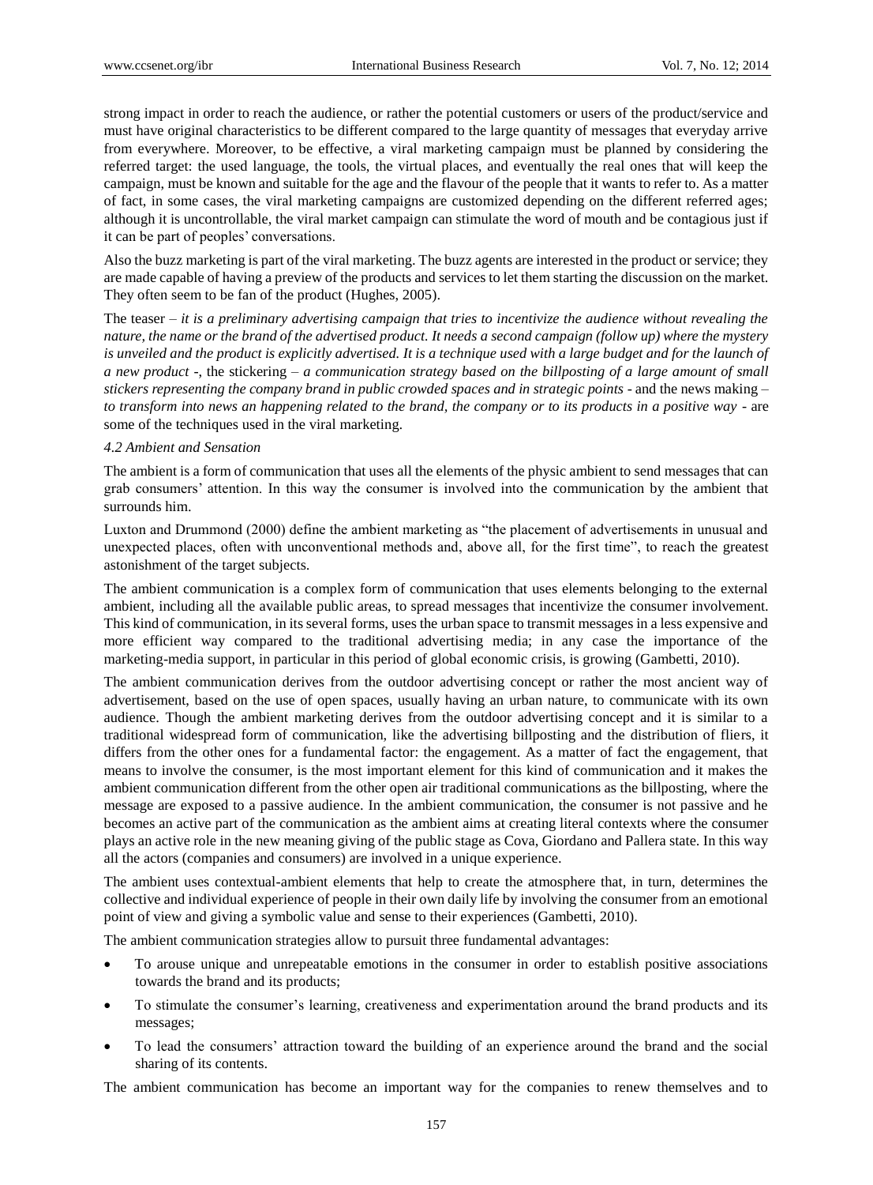strong impact in order to reach the audience, or rather the potential customers or users of the product/service and must have original characteristics to be different compared to the large quantity of messages that everyday arrive from everywhere. Moreover, to be effective, a viral marketing campaign must be planned by considering the referred target: the used language, the tools, the virtual places, and eventually the real ones that will keep the campaign, must be known and suitable for the age and the flavour of the people that it wants to refer to. As a matter of fact, in some cases, the viral marketing campaigns are customized depending on the different referred ages; although it is uncontrollable, the viral market campaign can stimulate the word of mouth and be contagious just if it can be part of peoples' conversations.

Also the buzz marketing is part of the viral marketing. The buzz agents are interested in the product or service; they are made capable of having a preview of the products and services to let them starting the discussion on the market. They often seem to be fan of the product (Hughes, 2005).

The teaser – *it is a preliminary advertising campaign that tries to incentivize the audience without revealing the nature, the name or the brand of the advertised product. It needs a second campaign (follow up) where the mystery is unveiled and the product is explicitly advertised. It is a technique used with a large budget and for the launch of a new product* -, the stickering – *a communication strategy based on the billposting of a large amount of small stickers representing the company brand in public crowded spaces and in strategic points* - and the news making – *to transform into news an happening related to the brand, the company or to its products in a positive way* - are some of the techniques used in the viral marketing.

### *4.2 Ambient and Sensation*

The ambient is a form of communication that uses all the elements of the physic ambient to send messages that can grab consumers' attention. In this way the consumer is involved into the communication by the ambient that surrounds him.

Luxton and Drummond (2000) define the ambient marketing as "the placement of advertisements in unusual and unexpected places, often with unconventional methods and, above all, for the first time", to reach the greatest astonishment of the target subjects.

The ambient communication is a complex form of communication that uses elements belonging to the external ambient, including all the available public areas, to spread messages that incentivize the consumer involvement. This kind of communication, in its several forms, uses the urban space to transmit messages in a less expensive and more efficient way compared to the traditional advertising media; in any case the importance of the marketing-media support, in particular in this period of global economic crisis, is growing (Gambetti, 2010).

The ambient communication derives from the outdoor advertising concept or rather the most ancient way of advertisement, based on the use of open spaces, usually having an urban nature, to communicate with its own audience. Though the ambient marketing derives from the outdoor advertising concept and it is similar to a traditional widespread form of communication, like the advertising billposting and the distribution of fliers, it differs from the other ones for a fundamental factor: the engagement. As a matter of fact the engagement, that means to involve the consumer, is the most important element for this kind of communication and it makes the ambient communication different from the other open air traditional communications as the billposting, where the message are exposed to a passive audience. In the ambient communication, the consumer is not passive and he becomes an active part of the communication as the ambient aims at creating literal contexts where the consumer plays an active role in the new meaning giving of the public stage as Cova, Giordano and Pallera state. In this way all the actors (companies and consumers) are involved in a unique experience.

The ambient uses contextual-ambient elements that help to create the atmosphere that, in turn, determines the collective and individual experience of people in their own daily life by involving the consumer from an emotional point of view and giving a symbolic value and sense to their experiences (Gambetti, 2010).

The ambient communication strategies allow to pursuit three fundamental advantages:

- To arouse unique and unrepeatable emotions in the consumer in order to establish positive associations towards the brand and its products;
- To stimulate the consumer's learning, creativeness and experimentation around the brand products and its messages;
- To lead the consumers' attraction toward the building of an experience around the brand and the social sharing of its contents.

The ambient communication has become an important way for the companies to renew themselves and to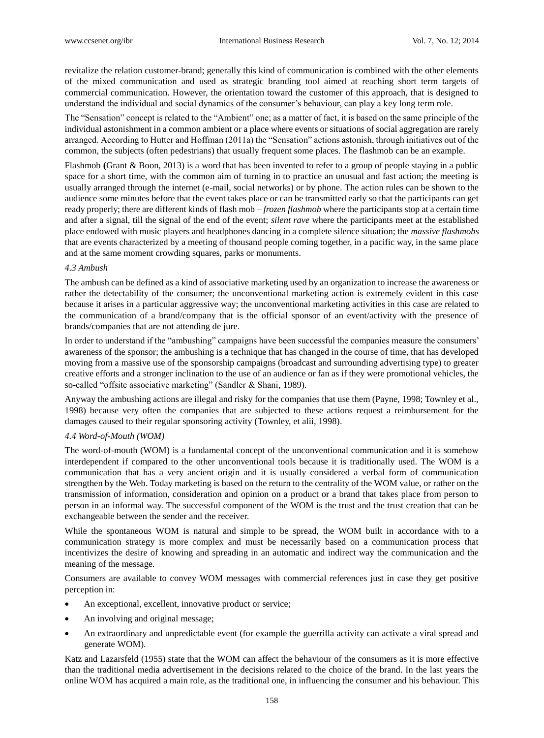revitalize the relation customer-brand; generally this kind of communication is combined with the other elements of the mixed communication and used as strategic branding tool aimed at reaching short term targets of commercial communication. However, the orientation toward the customer of this approach, that is designed to understand the individual and social dynamics of the consumer's behaviour, can play a key long term role.

The "Sensation" concept is related to the "Ambient" one; as a matter of fact, it is based on the same principle of the individual astonishment in a common ambient or a place where events or situations of social aggregation are rarely arranged. According to Hutter and Hoffman (2011a) the "Sensation" actions astonish, through initiatives out of the common, the subjects (often pedestrians) that usually frequent some places. The flashmob can be an example.

Flashmob **(**Grant & Boon, 2013) is a word that has been invented to refer to a group of people staying in a public space for a short time, with the common aim of turning in to practice an unusual and fast action; the meeting is usually arranged through the internet (e-mail, social networks) or by phone. The action rules can be shown to the audience some minutes before that the event takes place or can be transmitted early so that the participants can get ready properly; there are different kinds of flash mob – *frozen flashmob* where the participants stop at a certain time and after a signal, till the signal of the end of the event; *silent rave* where the participants meet at the established place endowed with music players and headphones dancing in a complete silence situation; the *massive flashmobs* that are events characterized by a meeting of thousand people coming together, in a pacific way, in the same place and at the same moment crowding squares, parks or monuments.

### *4.3 Ambush*

The ambush can be defined as a kind of associative marketing used by an organization to increase the awareness or rather the detectability of the consumer; the unconventional marketing action is extremely evident in this case because it arises in a particular aggressive way; the unconventional marketing activities in this case are related to the communication of a brand/company that is the official sponsor of an event/activity with the presence of brands/companies that are not attending de jure.

In order to understand if the "ambushing" campaigns have been successful the companies measure the consumers' awareness of the sponsor; the ambushing is a technique that has changed in the course of time, that has developed moving from a massive use of the sponsorship campaigns (broadcast and surrounding advertising type) to greater creative efforts and a stronger inclination to the use of an audience or fan as if they were promotional vehicles, the so-called "offsite associative marketing" (Sandler & Shani, 1989).

Anyway the ambushing actions are illegal and risky for the companies that use them (Payne, 1998; Townley et al., 1998) because very often the companies that are subjected to these actions request a reimbursement for the damages caused to their regular sponsoring activity (Townley, et alii, 1998).

### *4.4 Word-of-Mouth (WOM)*

The word-of-mouth (WOM) is a fundamental concept of the unconventional communication and it is somehow interdependent if compared to the other unconventional tools because it is traditionally used. The WOM is a communication that has a very ancient origin and it is usually considered a verbal form of communication strengthen by the Web. Today marketing is based on the return to the centrality of the WOM value, or rather on the transmission of information, consideration and opinion on a product or a brand that takes place from person to person in an informal way. The successful component of the WOM is the trust and the trust creation that can be exchangeable between the sender and the receiver.

While the spontaneous WOM is natural and simple to be spread, the WOM built in accordance with to a communication strategy is more complex and must be necessarily based on a communication process that incentivizes the desire of knowing and spreading in an automatic and indirect way the communication and the meaning of the message.

Consumers are available to convey WOM messages with commercial references just in case they get positive perception in:

- An exceptional, excellent, innovative product or service;
- An involving and original message;
- An extraordinary and unpredictable event (for example the guerrilla activity can activate a viral spread and generate WOM).

Katz and Lazarsfeld (1955) state that the WOM can affect the behaviour of the consumers as it is more effective than the traditional media advertisement in the decisions related to the choice of the brand. In the last years the online WOM has acquired a main role, as the traditional one, in influencing the consumer and his behaviour. This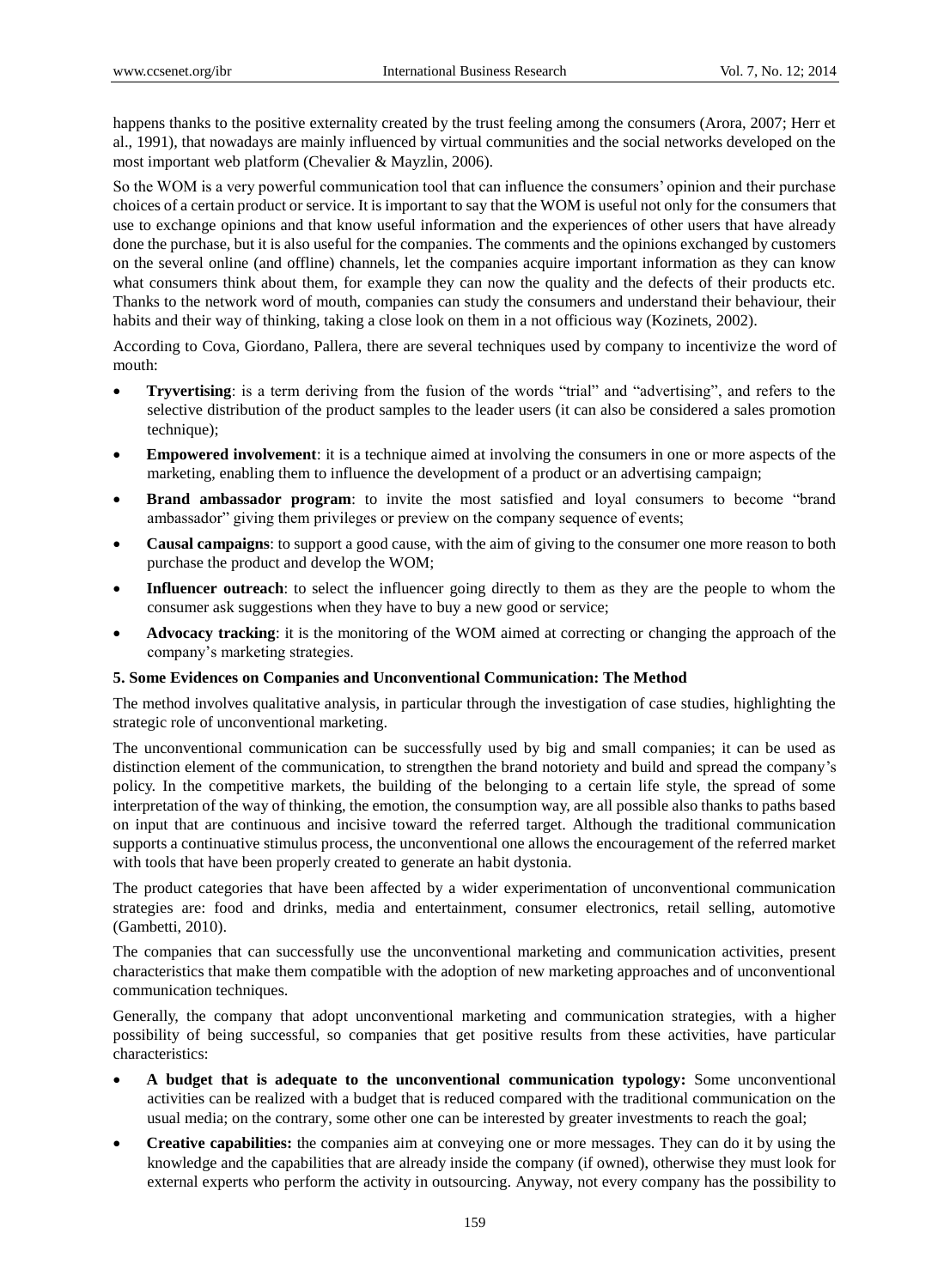happens thanks to the positive externality created by the trust feeling among the consumers (Arora, 2007; Herr et al., 1991), that nowadays are mainly influenced by virtual communities and the social networks developed on the most important web platform (Chevalier & Mayzlin, 2006).

So the WOM is a very powerful communication tool that can influence the consumers' opinion and their purchase choices of a certain product or service. It is important to say that the WOM is useful not only for the consumers that use to exchange opinions and that know useful information and the experiences of other users that have already done the purchase, but it is also useful for the companies. The comments and the opinions exchanged by customers on the several online (and offline) channels, let the companies acquire important information as they can know what consumers think about them, for example they can now the quality and the defects of their products etc. Thanks to the network word of mouth, companies can study the consumers and understand their behaviour, their habits and their way of thinking, taking a close look on them in a not officious way (Kozinets, 2002).

According to Cova, Giordano, Pallera, there are several techniques used by company to incentivize the word of mouth:

- **Tryvertising**: is a term deriving from the fusion of the words "trial" and "advertising", and refers to the selective distribution of the product samples to the leader users (it can also be considered a sales promotion technique);
- **Empowered involvement**: it is a technique aimed at involving the consumers in one or more aspects of the marketing, enabling them to influence the development of a product or an advertising campaign;
- **Brand ambassador program**: to invite the most satisfied and loyal consumers to become "brand ambassador" giving them privileges or preview on the company sequence of events;
- **Causal campaigns**: to support a good cause, with the aim of giving to the consumer one more reason to both purchase the product and develop the WOM;
- **Influencer outreach**: to select the influencer going directly to them as they are the people to whom the consumer ask suggestions when they have to buy a new good or service;
- **Advocacy tracking**: it is the monitoring of the WOM aimed at correcting or changing the approach of the company's marketing strategies.

## 5. Some Evidences on Companies and Unconventional Communication: The Method

The method involves qualitative analysis, in particular through the investigation of case studies, highlighting the strategic role of unconventional marketing.

The unconventional communication can be successfully used by big and small companies; it can be used as distinction element of the communication, to strengthen the brand notoriety and build and spread the company's policy. In the competitive markets, the building of the belonging to a certain life style, the spread of some interpretation of the way of thinking, the emotion, the consumption way, are all possible also thanks to paths based on input that are continuous and incisive toward the referred target. Although the traditional communication supports a continuative stimulus process, the unconventional one allows the encouragement of the referred market with tools that have been properly created to generate an habit dystonia.

The product categories that have been affected by a wider experimentation of unconventional communication strategies are: food and drinks, media and entertainment, consumer electronics, retail selling, automotive (Gambetti, 2010).

The companies that can successfully use the unconventional marketing and communication activities, present characteristics that make them compatible with the adoption of new marketing approaches and of unconventional communication techniques.

Generally, the company that adopt unconventional marketing and communication strategies, with a higher possibility of being successful, so companies that get positive results from these activities, have particular characteristics:

- **A budget that is adequate to the unconventional communication typology:** Some unconventional activities can be realized with a budget that is reduced compared with the traditional communication on the usual media; on the contrary, some other one can be interested by greater investments to reach the goal;
- **Creative capabilities:** the companies aim at conveying one or more messages. They can do it by using the knowledge and the capabilities that are already inside the company (if owned), otherwise they must look for external experts who perform the activity in outsourcing. Anyway, not every company has the possibility to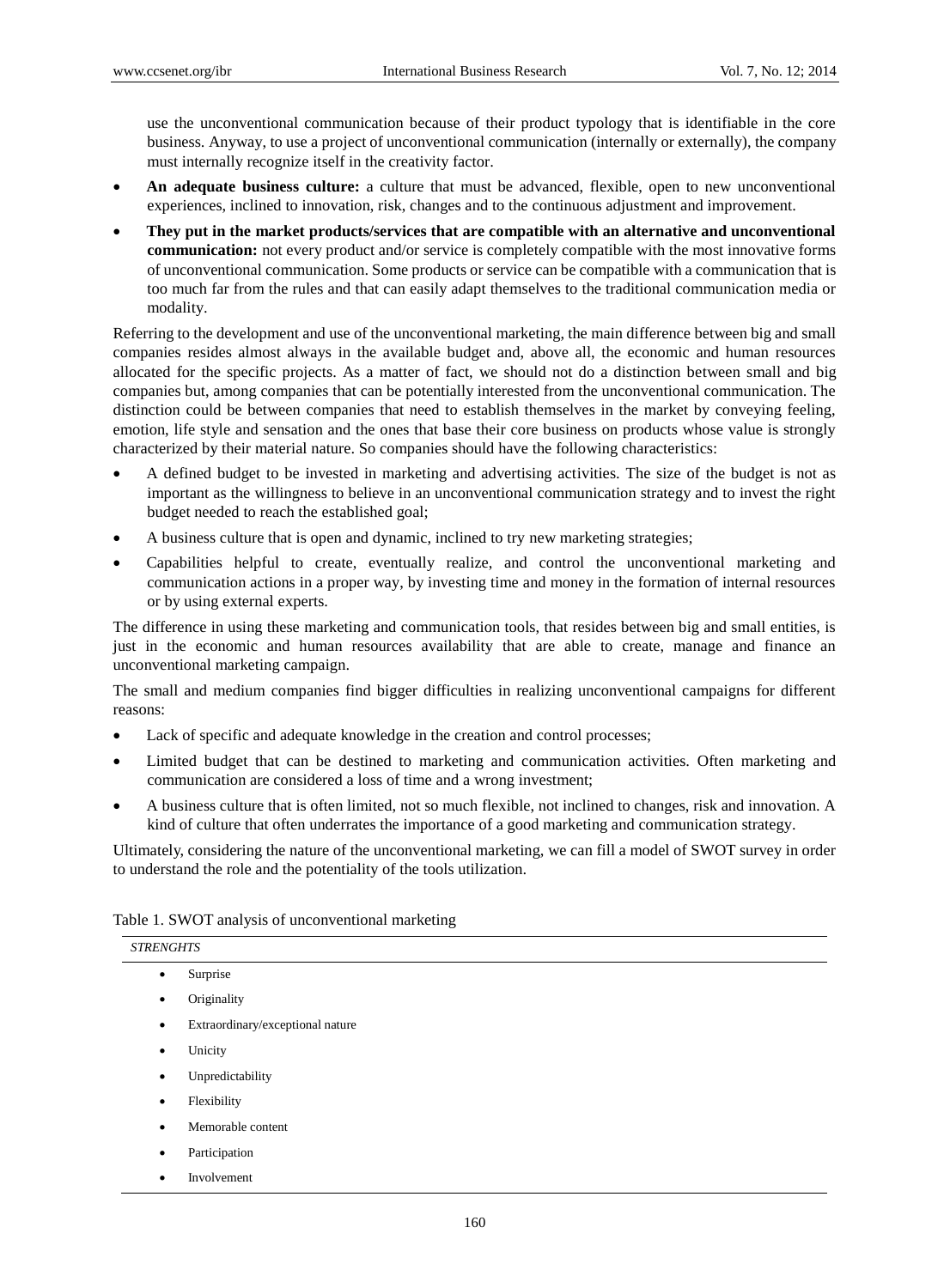use the unconventional communication because of their product typology that is identifiable in the core business. Anyway, to use a project of unconventional communication (internally or externally), the company must internally recognize itself in the creativity factor.

- **An adequate business culture:** a culture that must be advanced, flexible, open to new unconventional experiences, inclined to innovation, risk, changes and to the continuous adjustment and improvement.
- **They put in the market products/services that are compatible with an alternative and unconventional communication:** not every product and/or service is completely compatible with the most innovative forms of unconventional communication. Some products or service can be compatible with a communication that is too much far from the rules and that can easily adapt themselves to the traditional communication media or modality.

Referring to the development and use of the unconventional marketing, the main difference between big and small companies resides almost always in the available budget and, above all, the economic and human resources allocated for the specific projects. As a matter of fact, we should not do a distinction between small and big companies but, among companies that can be potentially interested from the unconventional communication. The distinction could be between companies that need to establish themselves in the market by conveying feeling, emotion, life style and sensation and the ones that base their core business on products whose value is strongly characterized by their material nature. So companies should have the following characteristics:

- A defined budget to be invested in marketing and advertising activities. The size of the budget is not as important as the willingness to believe in an unconventional communication strategy and to invest the right budget needed to reach the established goal;
- A business culture that is open and dynamic, inclined to try new marketing strategies;
- Capabilities helpful to create, eventually realize, and control the unconventional marketing and communication actions in a proper way, by investing time and money in the formation of internal resources or by using external experts.

The difference in using these marketing and communication tools, that resides between big and small entities, is just in the economic and human resources availability that are able to create, manage and finance an unconventional marketing campaign.

The small and medium companies find bigger difficulties in realizing unconventional campaigns for different reasons:

- Lack of specific and adequate knowledge in the creation and control processes;
- Limited budget that can be destined to marketing and communication activities. Often marketing and communication are considered a loss of time and a wrong investment;
- A business culture that is often limited, not so much flexible, not inclined to changes, risk and innovation. A kind of culture that often underrates the importance of a good marketing and communication strategy.

Ultimately, considering the nature of the unconventional marketing, we can fill a model of SWOT survey in order to understand the role and the potentiality of the tools utilization.

Table 1. SWOT analysis of unconventional marketing

| *STRENGHTS* |
|---|
| • Surprise |
| • Originality |
| • Extraordinary/exceptional nature |
| • Unicity |
| • Unpredictability |
| • Flexibility |
| • Memorable content |
| • Participation |
| • Involvement |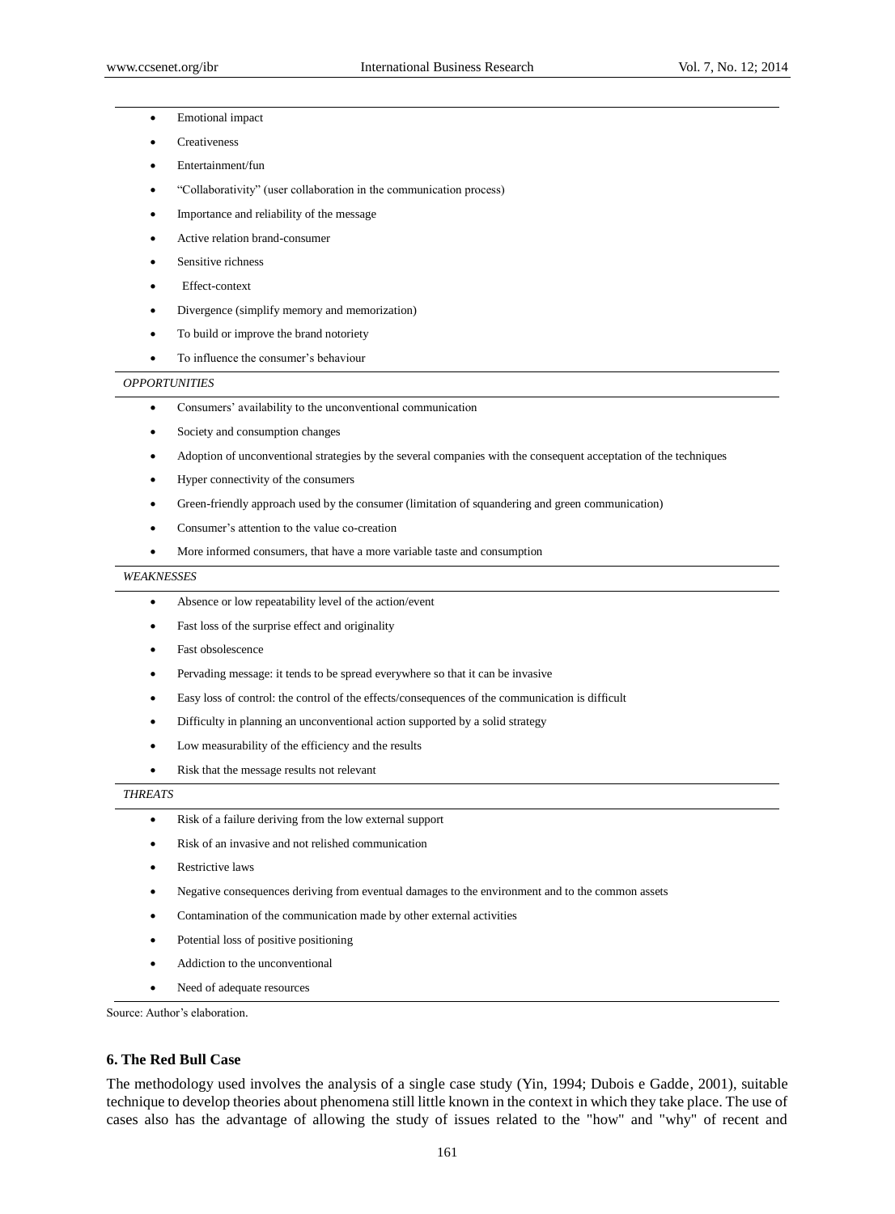- Emotional impact
- Creativeness
- Entertainment/fun
- "Collaborativity" (user collaboration in the communication process)
- Importance and reliability of the message
- Active relation brand-consumer
- Sensitive richness
- Effect-context
- Divergence (simplify memory and memorization)
- To build or improve the brand notoriety
- To influence the consumer's behaviour

*OPPORTUNITIES*

- Consumers' availability to the unconventional communication
- Society and consumption changes
- Adoption of unconventional strategies by the several companies with the consequent acceptation of the techniques
- Hyper connectivity of the consumers
- Green-friendly approach used by the consumer (limitation of squandering and green communication)
- Consumer's attention to the value co-creation
- More informed consumers, that have a more variable taste and consumption

*WEAKNESSES*

- Absence or low repeatability level of the action/event
- Fast loss of the surprise effect and originality
- Fast obsolescence
- Pervading message: it tends to be spread everywhere so that it can be invasive
- Easy loss of control: the control of the effects/consequences of the communication is difficult
- Difficulty in planning an unconventional action supported by a solid strategy
- Low measurability of the efficiency and the results
- Risk that the message results not relevant

*THREATS*

- Risk of a failure deriving from the low external support
- Risk of an invasive and not relished communication
- Restrictive laws
- Negative consequences deriving from eventual damages to the environment and to the common assets
- Contamination of the communication made by other external activities
- Potential loss of positive positioning
- Addiction to the unconventional
- Need of adequate resources

Source: Author's elaboration.

### 6. The Red Bull Case

The methodology used involves the analysis of a single case study (Yin, 1994; Dubois e Gadde, 2001), suitable technique to develop theories about phenomena still little known in the context in which they take place. The use of cases also has the advantage of allowing the study of issues related to the "how" and "why" of recent and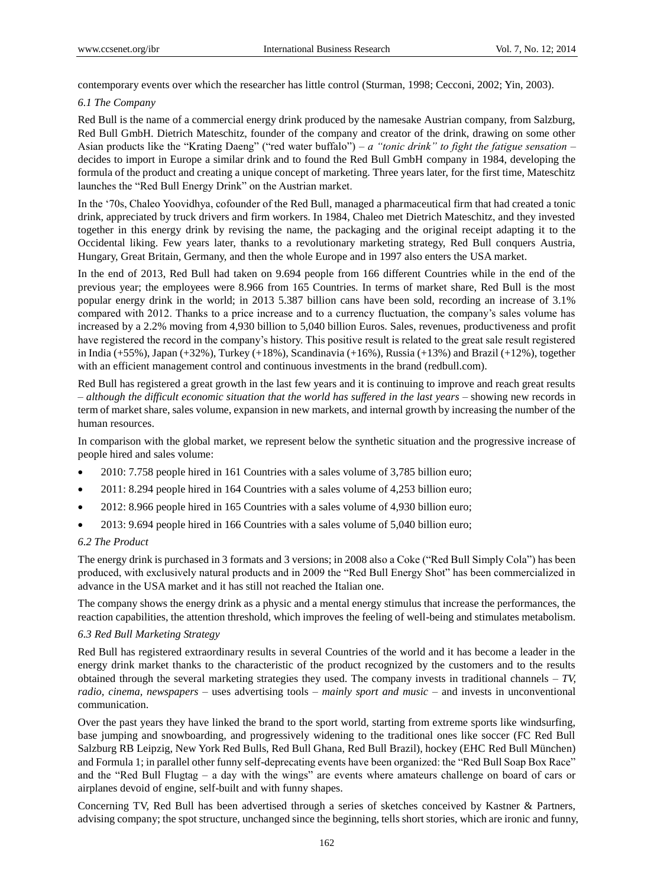contemporary events over which the researcher has little control (Sturman, 1998; Cecconi, 2002; Yin, 2003).

### *6.1 The Company*

Red Bull is the name of a commercial energy drink produced by the namesake Austrian company, from Salzburg, Red Bull GmbH. Dietrich Mateschitz, founder of the company and creator of the drink, drawing on some other Asian products like the "Krating Daeng" ("red water buffalo") – *a "tonic drink" to fight the fatigue sensation* – decides to import in Europe a similar drink and to found the Red Bull GmbH company in 1984, developing the formula of the product and creating a unique concept of marketing. Three years later, for the first time, Mateschitz launches the "Red Bull Energy Drink" on the Austrian market.

In the '70s, Chaleo Yoovidhya, cofounder of the Red Bull, managed a pharmaceutical firm that had created a tonic drink, appreciated by truck drivers and firm workers. In 1984, Chaleo met Dietrich Mateschitz, and they invested together in this energy drink by revising the name, the packaging and the original receipt adapting it to the Occidental liking. Few years later, thanks to a revolutionary marketing strategy, Red Bull conquers Austria, Hungary, Great Britain, Germany, and then the whole Europe and in 1997 also enters the USA market.

In the end of 2013, Red Bull had taken on 9.694 people from 166 different Countries while in the end of the previous year; the employees were 8.966 from 165 Countries. In terms of market share, Red Bull is the most popular energy drink in the world; in 2013 5.387 billion cans have been sold, recording an increase of 3.1% compared with 2012. Thanks to a price increase and to a currency fluctuation, the company's sales volume has increased by a 2.2% moving from 4,930 billion to 5,040 billion Euros. Sales, revenues, productiveness and profit have registered the record in the company's history. This positive result is related to the great sale result registered in India (+55%), Japan (+32%), Turkey (+18%), Scandinavia (+16%), Russia (+13%) and Brazil (+12%), together with an efficient management control and continuous investments in the brand (redbull.com).

Red Bull has registered a great growth in the last few years and it is continuing to improve and reach great results – *although the difficult economic situation that the world has suffered in the last years* – showing new records in term of market share, sales volume, expansion in new markets, and internal growth by increasing the number of the human resources.

In comparison with the global market, we represent below the synthetic situation and the progressive increase of people hired and sales volume:

- 2010: 7.758 people hired in 161 Countries with a sales volume of 3,785 billion euro;
- 2011: 8.294 people hired in 164 Countries with a sales volume of 4,253 billion euro;
- 2012: 8.966 people hired in 165 Countries with a sales volume of 4,930 billion euro;
- 2013: 9.694 people hired in 166 Countries with a sales volume of 5,040 billion euro;

### *6.2 The Product*

The energy drink is purchased in 3 formats and 3 versions; in 2008 also a Coke ("Red Bull Simply Cola") has been produced, with exclusively natural products and in 2009 the "Red Bull Energy Shot" has been commercialized in advance in the USA market and it has still not reached the Italian one.

The company shows the energy drink as a physic and a mental energy stimulus that increase the performances, the reaction capabilities, the attention threshold, which improves the feeling of well-being and stimulates metabolism.

### *6.3 Red Bull Marketing Strategy*

Red Bull has registered extraordinary results in several Countries of the world and it has become a leader in the energy drink market thanks to the characteristic of the product recognized by the customers and to the results obtained through the several marketing strategies they used. The company invests in traditional channels – *TV, radio, cinema, newspapers* – uses advertising tools – *mainly sport and music* – and invests in unconventional communication.

Over the past years they have linked the brand to the sport world, starting from extreme sports like windsurfing, base jumping and snowboarding, and progressively widening to the traditional ones like soccer (FC Red Bull Salzburg RB Leipzig, New York Red Bulls, Red Bull Ghana, Red Bull Brazil), hockey (EHC Red Bull München) and Formula 1; in parallel other funny self-deprecating events have been organized: the "Red Bull Soap Box Race" and the "Red Bull Flugtag – a day with the wings" are events where amateurs challenge on board of cars or airplanes devoid of engine, self-built and with funny shapes.

Concerning TV, Red Bull has been advertised through a series of sketches conceived by Kastner & Partners, advising company; the spot structure, unchanged since the beginning, tells short stories, which are ironic and funny,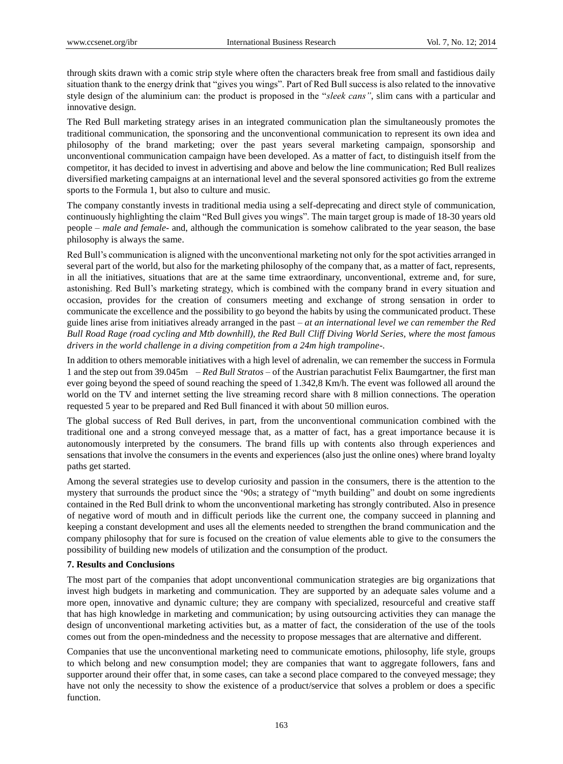through skits drawn with a comic strip style where often the characters break free from small and fastidious daily situation thank to the energy drink that "gives you wings". Part of Red Bull success is also related to the innovative style design of the aluminium can: the product is proposed in the "*sleek cans"*, slim cans with a particular and innovative design.

The Red Bull marketing strategy arises in an integrated communication plan the simultaneously promotes the traditional communication, the sponsoring and the unconventional communication to represent its own idea and philosophy of the brand marketing; over the past years several marketing campaign, sponsorship and unconventional communication campaign have been developed. As a matter of fact, to distinguish itself from the competitor, it has decided to invest in advertising and above and below the line communication; Red Bull realizes diversified marketing campaigns at an international level and the several sponsored activities go from the extreme sports to the Formula 1, but also to culture and music.

The company constantly invests in traditional media using a self-deprecating and direct style of communication, continuously highlighting the claim "Red Bull gives you wings". The main target group is made of 18-30 years old people – *male and female*- and, although the communication is somehow calibrated to the year season, the base philosophy is always the same.

Red Bull's communication is aligned with the unconventional marketing not only for the spot activities arranged in several part of the world, but also for the marketing philosophy of the company that, as a matter of fact, represents, in all the initiatives, situations that are at the same time extraordinary, unconventional, extreme and, for sure, astonishing. Red Bull's marketing strategy, which is combined with the company brand in every situation and occasion, provides for the creation of consumers meeting and exchange of strong sensation in order to communicate the excellence and the possibility to go beyond the habits by using the communicated product. These guide lines arise from initiatives already arranged in the past – *at an international level we can remember the Red Bull Road Rage (road cycling and Mtb downhill), the Red Bull Cliff Diving World Series, where the most famous drivers in the world challenge in a diving competition from a 24m high trampoline-*.

In addition to others memorable initiatives with a high level of adrenalin, we can remember the success in Formula 1 and the step out from 39.045m – *Red Bull Stratos* – of the Austrian parachutist Felix Baumgartner, the first man ever going beyond the speed of sound reaching the speed of 1.342,8 Km/h. The event was followed all around the world on the TV and internet setting the live streaming record share with 8 million connections. The operation requested 5 year to be prepared and Red Bull financed it with about 50 million euros.

The global success of Red Bull derives, in part, from the unconventional communication combined with the traditional one and a strong conveyed message that, as a matter of fact, has a great importance because it is autonomously interpreted by the consumers. The brand fills up with contents also through experiences and sensations that involve the consumers in the events and experiences (also just the online ones) where brand loyalty paths get started.

Among the several strategies use to develop curiosity and passion in the consumers, there is the attention to the mystery that surrounds the product since the '90s; a strategy of "myth building" and doubt on some ingredients contained in the Red Bull drink to whom the unconventional marketing has strongly contributed. Also in presence of negative word of mouth and in difficult periods like the current one, the company succeed in planning and keeping a constant development and uses all the elements needed to strengthen the brand communication and the company philosophy that for sure is focused on the creation of value elements able to give to the consumers the possibility of building new models of utilization and the consumption of the product.

## 7. Results and Conclusions

The most part of the companies that adopt unconventional communication strategies are big organizations that invest high budgets in marketing and communication. They are supported by an adequate sales volume and a more open, innovative and dynamic culture; they are company with specialized, resourceful and creative staff that has high knowledge in marketing and communication; by using outsourcing activities they can manage the design of unconventional marketing activities but, as a matter of fact, the consideration of the use of the tools comes out from the open-mindedness and the necessity to propose messages that are alternative and different.

Companies that use the unconventional marketing need to communicate emotions, philosophy, life style, groups to which belong and new consumption model; they are companies that want to aggregate followers, fans and supporter around their offer that, in some cases, can take a second place compared to the conveyed message; they have not only the necessity to show the existence of a product/service that solves a problem or does a specific function.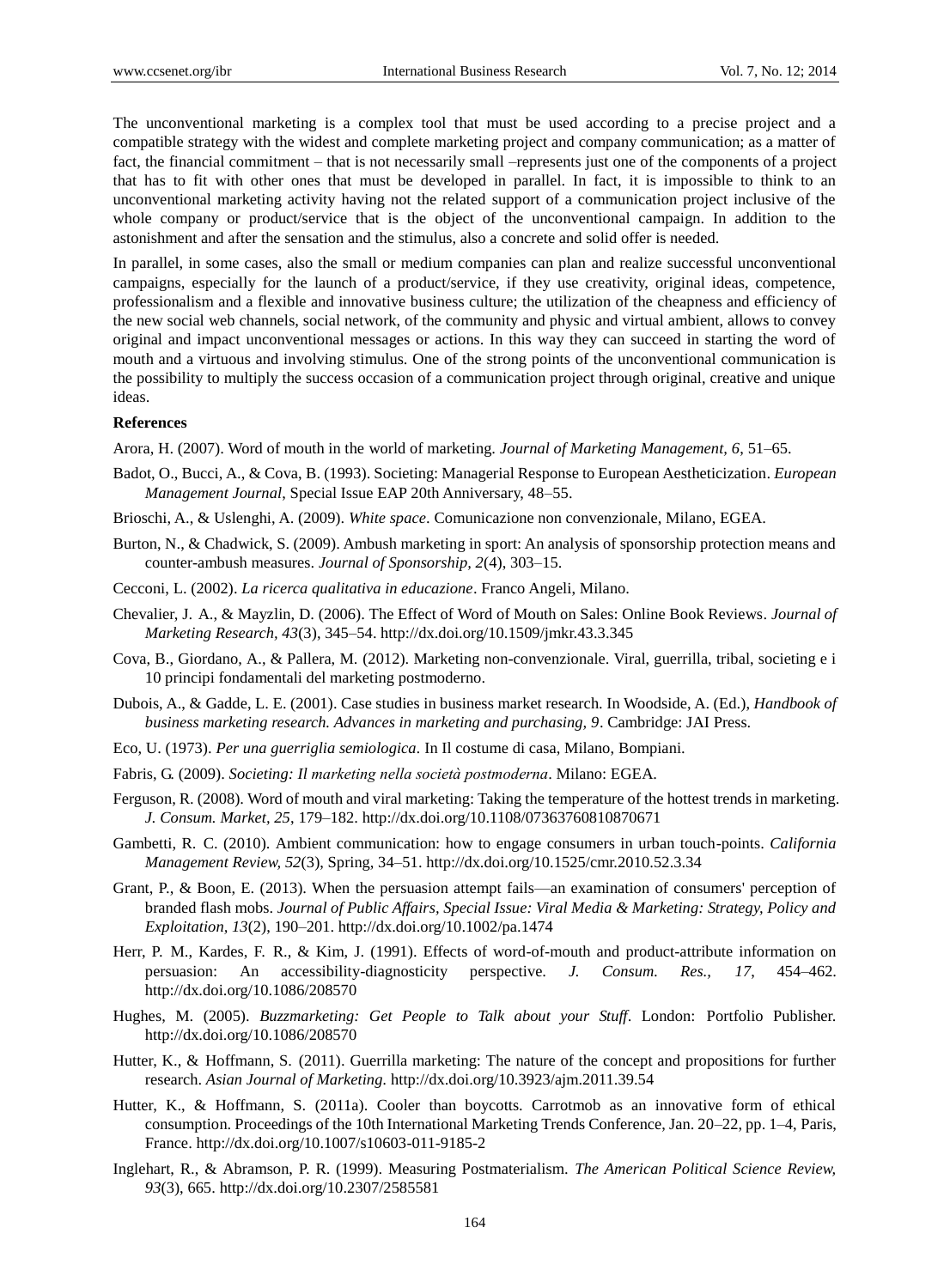The unconventional marketing is a complex tool that must be used according to a precise project and a compatible strategy with the widest and complete marketing project and company communication; as a matter of fact, the financial commitment – that is not necessarily small –represents just one of the components of a project that has to fit with other ones that must be developed in parallel. In fact, it is impossible to think to an unconventional marketing activity having not the related support of a communication project inclusive of the whole company or product/service that is the object of the unconventional campaign. In addition to the astonishment and after the sensation and the stimulus, also a concrete and solid offer is needed.

In parallel, in some cases, also the small or medium companies can plan and realize successful unconventional campaigns, especially for the launch of a product/service, if they use creativity, original ideas, competence, professionalism and a flexible and innovative business culture; the utilization of the cheapness and efficiency of the new social web channels, social network, of the community and physic and virtual ambient, allows to convey original and impact unconventional messages or actions. In this way they can succeed in starting the word of mouth and a virtuous and involving stimulus. One of the strong points of the unconventional communication is the possibility to multiply the success occasion of a communication project through original, creative and unique ideas.

**References**

Arora, H. (2007). Word of mouth in the world of marketing. *Journal of Marketing Management, 6*, 51–65.

Badot, O., Bucci, A., & Cova, B. (1993). Societing: Managerial Response to European Aestheticization. *European Management Journal*, Special Issue EAP 20th Anniversary, 48–55.

Brioschi, A., & Uslenghi, A. (2009). *White space*. Comunicazione non convenzionale, Milano, EGEA.

Burton, N., & Chadwick, S. (2009). Ambush marketing in sport: An analysis of sponsorship protection means and counter-ambush measures. *Journal of Sponsorship, 2*(4), 303–15.

Cecconi, L. (2002). *La ricerca qualitativa in educazione*. Franco Angeli, Milano.

Chevalier, J. A., & Mayzlin, D. (2006). The Effect of Word of Mouth on Sales: Online Book Reviews. *Journal of Marketing Research, 43*(3), 345–54. http://dx.doi.org/10.1509/jmkr.43.3.345

Cova, B., Giordano, A., & Pallera, M. (2012). Marketing non-convenzionale. Viral, guerrilla, tribal, societing e i 10 principi fondamentali del marketing postmoderno.

Dubois, A., & Gadde, L. E. (2001). Case studies in business market research. In Woodside, A. (Ed.), *Handbook of business marketing research. Advances in marketing and purchasing, 9*. Cambridge: JAI Press.

Eco, U. (1973). *Per una guerriglia semiologica*. In Il costume di casa, Milano, Bompiani.

Fabris, G. (2009). *Societing: Il marketing nella società postmoderna*. Milano: EGEA.

Ferguson, R. (2008). Word of mouth and viral marketing: Taking the temperature of the hottest trends in marketing. *J. Consum. Market, 25*, 179–182. http://dx.doi.org/10.1108/07363760810870671

Gambetti, R. C. (2010). Ambient communication: how to engage consumers in urban touch-points. *California Management Review, 52*(3), Spring, 34–51. http://dx.doi.org/10.1525/cmr.2010.52.3.34

Grant, P., & Boon, E. (2013). When the persuasion attempt fails—an examination of consumers' perception of branded flash mobs. *Journal of Public Affairs, Special Issue: Viral Media & Marketing: Strategy, Policy and Exploitation, 13*(2), 190–201. http://dx.doi.org/10.1002/pa.1474

Herr, P. M., Kardes, F. R., & Kim, J. (1991). Effects of word-of-mouth and product-attribute information on persuasion: An accessibility-diagnosticity perspective. *J. Consum. Res., 17*, 454–462. http://dx.doi.org/10.1086/208570

Hughes, M. (2005). *Buzzmarketing: Get People to Talk about your Stuff*. London: Portfolio Publisher. http://dx.doi.org/10.1086/208570

Hutter, K., & Hoffmann, S. (2011). Guerrilla marketing: The nature of the concept and propositions for further research. *Asian Journal of Marketing.* http://dx.doi.org/10.3923/ajm.2011.39.54

Hutter, K., & Hoffmann, S. (2011a). Cooler than boycotts. Carrotmob as an innovative form of ethical consumption. Proceedings of the 10th International Marketing Trends Conference, Jan. 20–22, pp. 1–4, Paris, France. http://dx.doi.org/10.1007/s10603-011-9185-2

Inglehart, R., & Abramson, P. R. (1999). Measuring Postmaterialism. *The American Political Science Review, 93*(3), 665. http://dx.doi.org/10.2307/2585581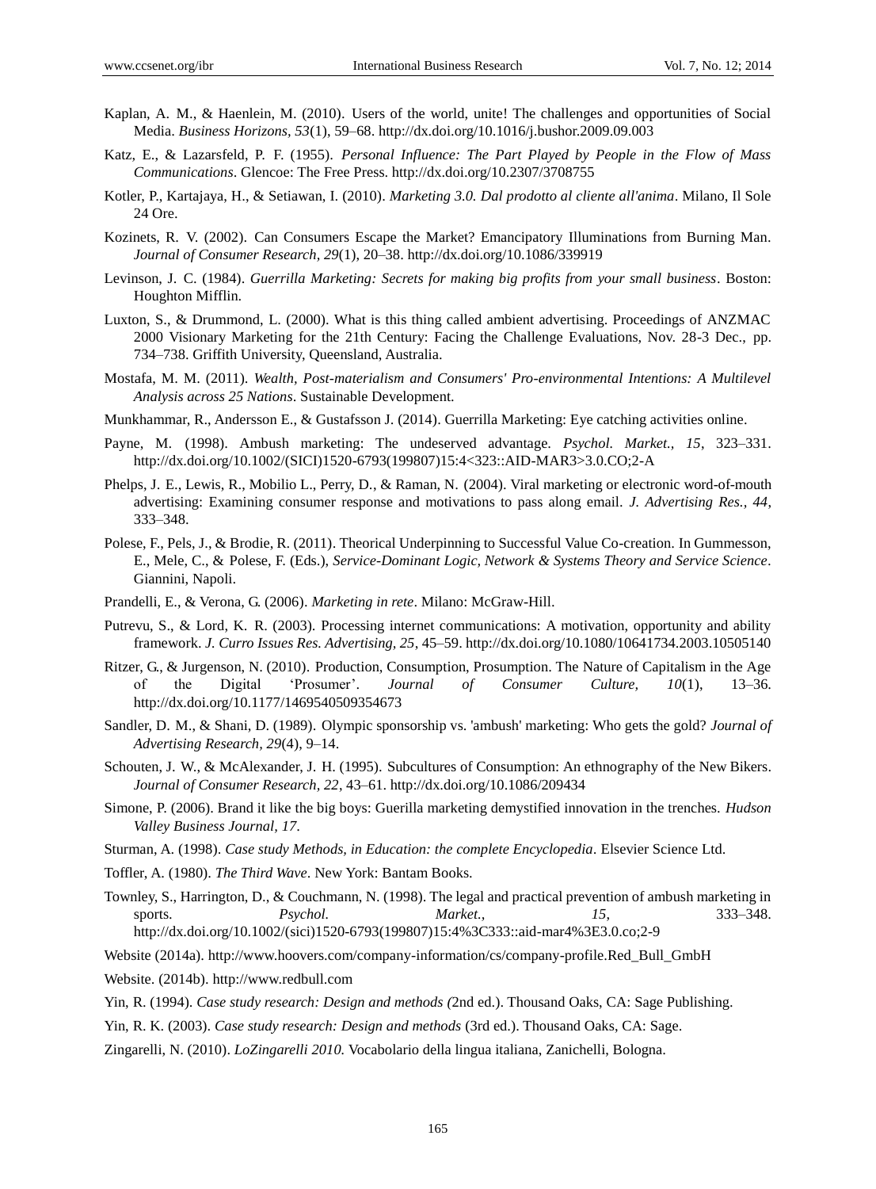Kaplan, A. M., & Haenlein, M. (2010). Users of the world, unite! The challenges and opportunities of Social Media. *Business Horizons, 53*(1), 59–68. http://dx.doi.org/10.1016/j.bushor.2009.09.003

Katz, E., & Lazarsfeld, P. F. (1955). *Personal Influence: The Part Played by People in the Flow of Mass Communications*. Glencoe: The Free Press. http://dx.doi.org/10.2307/3708755

Kotler, P., Kartajaya, H., & Setiawan, I. (2010). *Marketing 3.0. Dal prodotto al cliente all'anima*. Milano, Il Sole 24 Ore.

Kozinets, R. V. (2002). Can Consumers Escape the Market? Emancipatory Illuminations from Burning Man. *Journal of Consumer Research, 29*(1), 20–38. http://dx.doi.org/10.1086/339919

Levinson, J. C. (1984). *Guerrilla Marketing: Secrets for making big profits from your small business*. Boston: Houghton Mifflin.

Luxton, S., & Drummond, L. (2000). What is this thing called ambient advertising. Proceedings of ANZMAC 2000 Visionary Marketing for the 21th Century: Facing the Challenge Evaluations, Nov. 28-3 Dec., pp. 734–738. Griffith University, Queensland, Australia.

Mostafa, M. M. (2011). *Wealth, Post-materialism and Consumers' Pro-environmental Intentions: A Multilevel Analysis across 25 Nations*. Sustainable Development.

Munkhammar, R., Andersson E., & Gustafsson J. (2014). Guerrilla Marketing: Eye catching activities online.

Payne, M. (1998). Ambush marketing: The undeserved advantage. *Psychol. Market., 15*, 323–331. http://dx.doi.org/10.1002/(SICI)1520-6793(199807)15:4<323::AID-MAR3>3.0.CO;2-A

Phelps, J. E., Lewis, R., Mobilio L., Perry, D., & Raman, N. (2004). Viral marketing or electronic word-of-mouth advertising: Examining consumer response and motivations to pass along email. *J. Advertising Res., 44*, 333–348.

Polese, F., Pels, J., & Brodie, R. (2011). Theorical Underpinning to Successful Value Co-creation. In Gummesson, E., Mele, C., & Polese, F. (Eds.), *Service-Dominant Logic, Network & Systems Theory and Service Science*. Giannini, Napoli.

Prandelli, E., & Verona, G. (2006). *Marketing in rete*. Milano: McGraw-Hill.

Putrevu, S., & Lord, K. R. (2003). Processing internet communications: A motivation, opportunity and ability framework. *J. Curro Issues Res. Advertising, 25*, 45–59. http://dx.doi.org/10.1080/10641734.2003.10505140

Ritzer, G., & Jurgenson, N. (2010). Production, Consumption, Prosumption. The Nature of Capitalism in the Age of the Digital 'Prosumer'. *Journal of Consumer Culture, 10*(1), 13–36. http://dx.doi.org/10.1177/1469540509354673

Sandler, D. M., & Shani, D. (1989). Olympic sponsorship vs. 'ambush' marketing: Who gets the gold? *Journal of Advertising Research, 29*(4), 9–14.

Schouten, J. W., & McAlexander, J. H. (1995). Subcultures of Consumption: An ethnography of the New Bikers. *Journal of Consumer Research, 22*, 43–61. http://dx.doi.org/10.1086/209434

Simone, P. (2006). Brand it like the big boys: Guerilla marketing demystified innovation in the trenches. *Hudson Valley Business Journal, 17*.

Sturman, A. (1998). *Case study Methods, in Education: the complete Encyclopedia*. Elsevier Science Ltd.

Toffler, A. (1980). *The Third Wave*. New York: Bantam Books.

Townley, S., Harrington, D., & Couchmann, N. (1998). The legal and practical prevention of ambush marketing in sports. *Psychol. Market., 15*, 333–348. http://dx.doi.org/10.1002/(sici)1520-6793(199807)15:4%3C333::aid-mar4%3E3.0.co;2-9

Website (2014a). http://www.hoovers.com/company-information/cs/company-profile.Red_Bull_GmbH

Website. (2014b). http://www.redbull.com

Yin, R. (1994). *Case study research: Design and methods (*2nd ed.). Thousand Oaks, CA: Sage Publishing.

Yin, R. K. (2003). *Case study research: Design and methods* (3rd ed.). Thousand Oaks, CA: Sage.

Zingarelli, N. (2010). *LoZingarelli 2010.* Vocabolario della lingua italiana, Zanichelli, Bologna.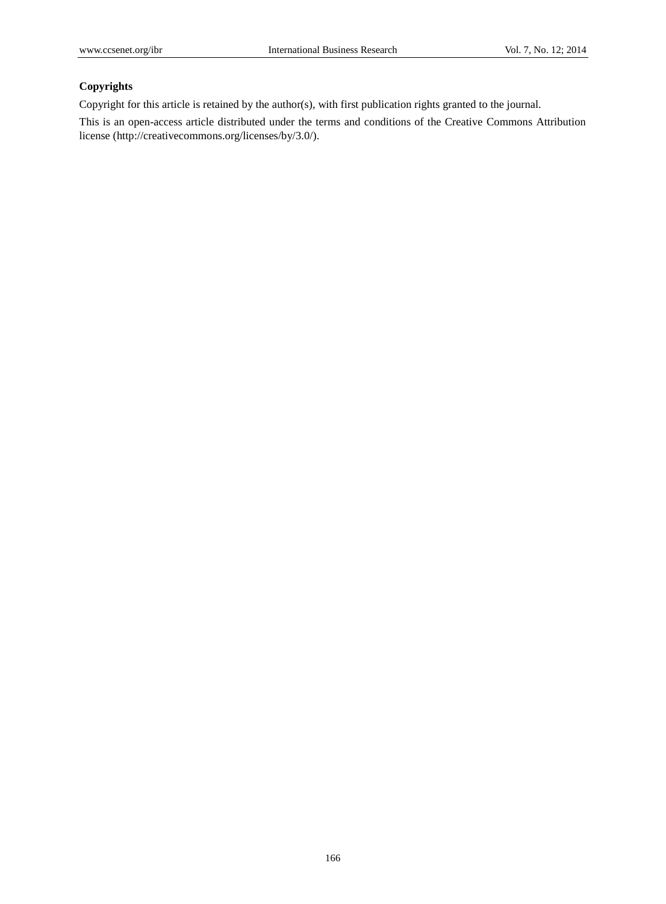**Copyrights**

Copyright for this article is retained by the author(s), with first publication rights granted to the journal.

This is an open-access article distributed under the terms and conditions of the Creative Commons Attribution license (http://creativecommons.org/licenses/by/3.0/).